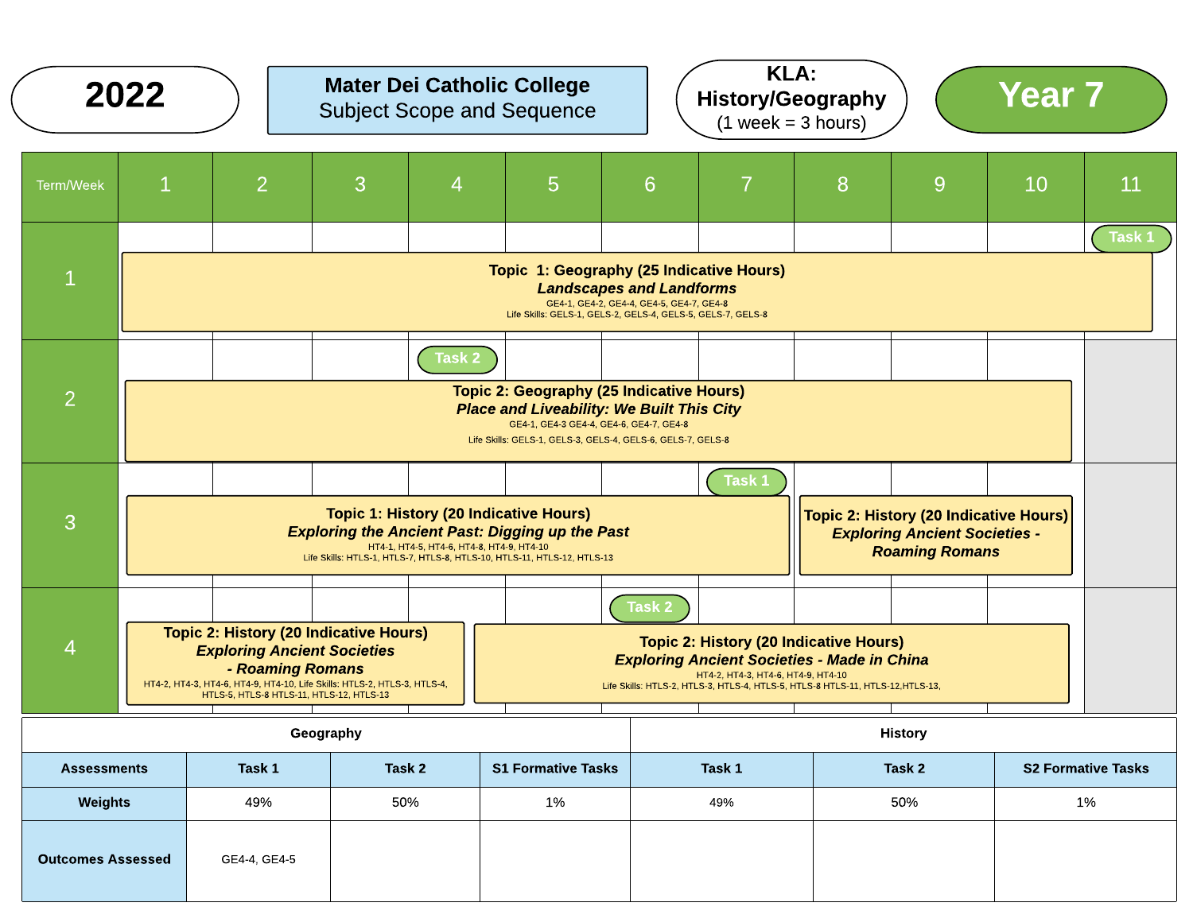# 2022

**Mater Dei Catholic College**
Subject Scope and Sequence

**KLA: History/Geography**
(1 week = 3 hours)

# Year 7

| Term/Week | 1 | 2 | 3 | 4 | 5 | 6 | 7 | 8 | 9 | 10 | 11 |
|---|---|---|---|---|---|---|---|---|---|---|---|
| 1 | **Topic 1: Geography (25 Indicative Hours)** ***Landscapes and Landforms*** GE4-1, GE4-2, GE4-4, GE4-5, GE4-7, GE4-8 Life Skills: GELS-1, GELS-2, GELS-4, GELS-5, GELS-7, GELS-8 | | | | | | | | | | Task 1 |
| 2 | **Topic 2: Geography (25 Indicative Hours)** ***Place and Liveability: We Built This City*** GE4-1, GE4-3 GE4-4, GE4-6, GE4-7, GE4-8 Life Skills: GELS-1, GELS-3, GELS-4, GELS-6, GELS-7, GELS-8 | | | Task 2 | | | | | | | |
| 3 | **Topic 1: History (20 Indicative Hours)** ***Exploring the Ancient Past: Digging up the Past*** HT4-1, HT4-5, HT4-6, HT4-8, HT4-9, HT4-10 Life Skills: HTLS-1, HTLS-7, HTLS-8, HTLS-10, HTLS-11, HTLS-12, HTLS-13 | | | | | | Task 1 | **Topic 2: History (20 Indicative Hours)** ***Exploring Ancient Societies - Roaming Romans*** | | | |
| 4 | **Topic 2: History (20 Indicative Hours)** ***Exploring Ancient Societies - Roaming Romans*** HT4-2, HT4-3, HT4-6, HT4-9, HT4-10, Life Skills: HTLS-2, HTLS-3, HTLS-4, HTLS-5, HTLS-8 HTLS-11, HTLS-12, HTLS-13 | | | | **Topic 2: History (20 Indicative Hours)** ***Exploring Ancient Societies - Made in China*** HT4-2, HT4-3, HT4-6, HT4-9, HT4-10 Life Skills: HTLS-2, HTLS-3, HTLS-4, HTLS-5, HTLS-8 HTLS-11, HTLS-12,HTLS-13, | Task 2 | | | | | |

| | Geography | | | History | | |
|---|---|---|---|---|---|---|
| **Assessments** | **Task 1** | **Task 2** | **S1 Formative Tasks** | **Task 1** | **Task 2** | **S2 Formative Tasks** |
| **Weights** | 49% | 50% | 1% | 49% | 50% | 1% |
| **Outcomes Assessed** | GE4-4, GE4-5 | | | | | |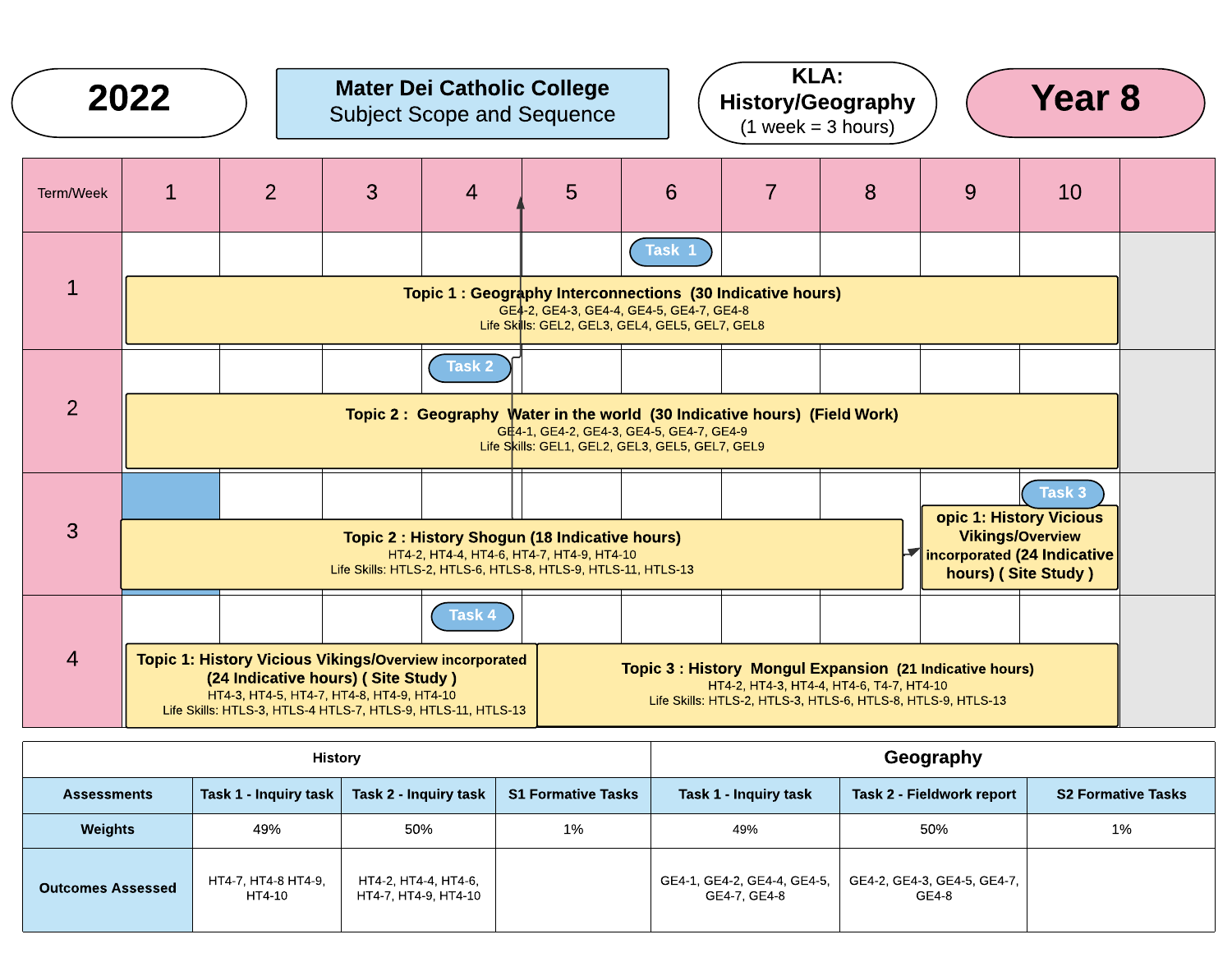**2022**

**Mater Dei Catholic College**
Subject Scope and Sequence

**KLA: History/Geography**
(1 week = 3 hours)

**Year 8**

| Term/Week | 1 | 2 | 3 | 4 | 5 | 6 | 7 | 8 | 9 | 10 |
|---|---|---|---|---|---|---|---|---|---|---|
| 1 | | | | | | Task 1 | | | | |
| | **Topic 1 : Geography Interconnections (30 Indicative hours)** GE4-2, GE4-3, GE4-4, GE4-5, GE4-7, GE4-8 Life Skills: GEL2, GEL3, GEL4, GEL5, GEL7, GEL8 | | | | | | | | | |
| 2 | | | | Task 2 | | | | | | |
| | **Topic 2 : Geography Water in the world (30 Indicative hours) (Field Work)** GE4-1, GE4-2, GE4-3, GE4-5, GE4-7, GE4-9 Life Skills: GEL1, GEL2, GEL3, GEL5, GEL7, GEL9 | | | | | | | | | |
| 3 | | | | | | | | | | Task 3 |
| | **Topic 2 : History Shogun (18 Indicative hours)** HT4-2, HT4-4, HT4-6, HT4-7, HT4-9, HT4-10 Life Skills: HTLS-2, HTLS-6, HTLS-8, HTLS-9, HTLS-11, HTLS-13 | | | | | | | | **opic 1: History Vicious Vikings/Overview incorporated (24 Indicative hours) ( Site Study )** | |
| 4 | | | | Task 4 | | | | | | |
| | **Topic 1: History Vicious Vikings/Overview incorporated (24 Indicative hours) ( Site Study )** HT4-3, HT4-5, HT4-7, HT4-8, HT4-9, HT4-10 Life Skills: HTLS-3, HTLS-4 HTLS-7, HTLS-9, HTLS-11, HTLS-13 | | | | **Topic 3 : History Mongul Expansion (21 Indicative hours)** HT4-2, HT4-3, HT4-4, HT4-6, T4-7, HT4-10 Life Skills: HTLS-2, HTLS-3, HTLS-6, HTLS-8, HTLS-9, HTLS-13 | | | | | |

| | History | | | Geography | | |
|---|---|---|---|---|---|---|
| **Assessments** | **Task 1 - Inquiry task** | **Task 2 - Inquiry task** | **S1 Formative Tasks** | **Task 1 - Inquiry task** | **Task 2 - Fieldwork report** | **S2 Formative Tasks** |
| **Weights** | 49% | 50% | 1% | 49% | 50% | 1% |
| **Outcomes Assessed** | HT4-7, HT4-8 HT4-9, HT4-10 | HT4-2, HT4-4, HT4-6, HT4-7, HT4-9, HT4-10 | | GE4-1, GE4-2, GE4-4, GE4-5, GE4-7, GE4-8 | GE4-2, GE4-3, GE4-5, GE4-7, GE4-8 | |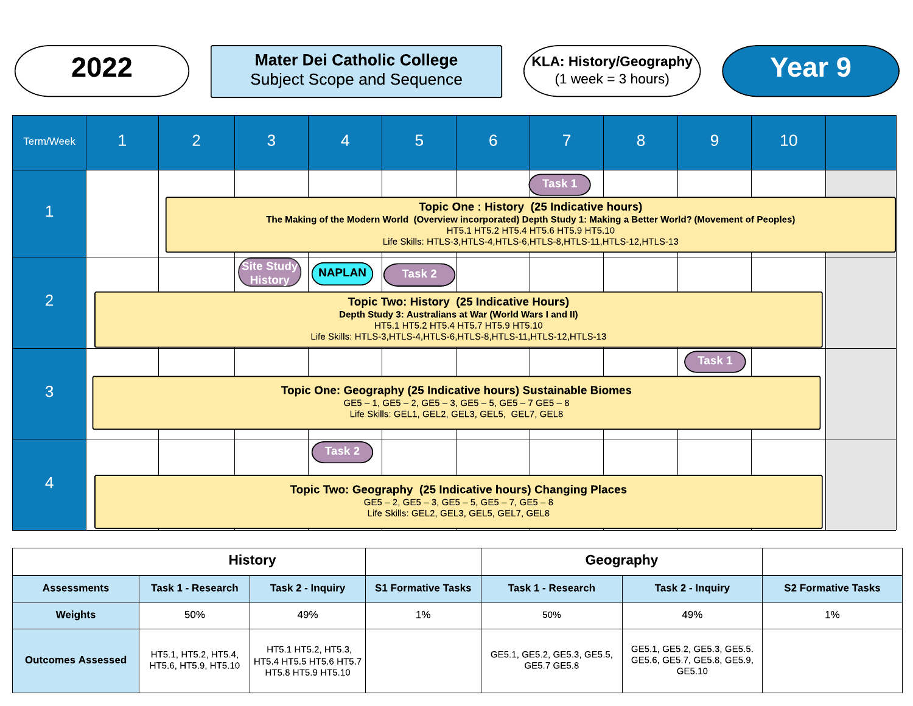**2022**

**Mater Dei Catholic College**
Subject Scope and Sequence

**KLA: History/Geography**
(1 week = 3 hours)

# Year 9

| Term/Week | 1 | 2 | 3 | 4 | 5 | 6 | 7 | 8 | 9 | 10 |
|---|---|---|---|---|---|---|---|---|---|---|
| 1 | | | | | | | Task 1 | | | |
| | | **Topic One : History (25 Indicative hours)** **The Making of the Modern World (Overview incorporated) Depth Study 1: Making a Better World? (Movement of Peoples)** HT5.1 HT5.2 HT5.4 HT5.6 HT5.9 HT5.10 Life Skills: HTLS-3,HTLS-4,HTLS-6,HTLS-8,HTLS-11,HTLS-12,HTLS-13 | | | | | | | | |
| 2 | | | Site Study History | NAPLAN | Task 2 | | | | | |
| | **Topic Two: History (25 Indicative Hours)** **Depth Study 3: Australians at War (World Wars I and II)** HT5.1 HT5.2 HT5.4 HT5.7 HT5.9 HT5.10 Life Skills: HTLS-3,HTLS-4,HTLS-6,HTLS-8,HTLS-11,HTLS-12,HTLS-13 | | | | | | | | | |
| 3 | | | | | | | | | Task 1 | |
| | **Topic One: Geography (25 Indicative hours) Sustainable Biomes** GE5 – 1, GE5 – 2, GE5 – 3, GE5 – 5, GE5 – 7 GE5 – 8 Life Skills: GEL1, GEL2, GEL3, GEL5, GEL7, GEL8 | | | | | | | | | |
| 4 | | | | Task 2 | | | | | | |
| | **Topic Two: Geography (25 Indicative hours) Changing Places** GE5 – 2, GE5 – 3, GE5 – 5, GE5 – 7, GE5 – 8 Life Skills: GEL2, GEL3, GEL5, GEL7, GEL8 | | | | | | | | | |

| | **History** | | | **Geography** | | |
|---|---|---|---|---|---|---|
| **Assessments** | **Task 1 - Research** | **Task 2 - Inquiry** | **S1 Formative Tasks** | **Task 1 - Research** | **Task 2 - Inquiry** | **S2 Formative Tasks** |
| **Weights** | 50% | 49% | 1% | 50% | 49% | 1% |
| **Outcomes Assessed** | HT5.1, HT5.2, HT5.4, HT5.6, HT5.9, HT5.10 | HT5.1 HT5.2, HT5.3, HT5.4 HT5.5 HT5.6 HT5.7 HT5.8 HT5.9 HT5.10 | | GE5.1, GE5.2, GE5.3, GE5.5, GE5.7 GE5.8 | GE5.1, GE5.2, GE5.3, GE5.5. GE5.6, GE5.7, GE5.8, GE5.9, GE5.10 | |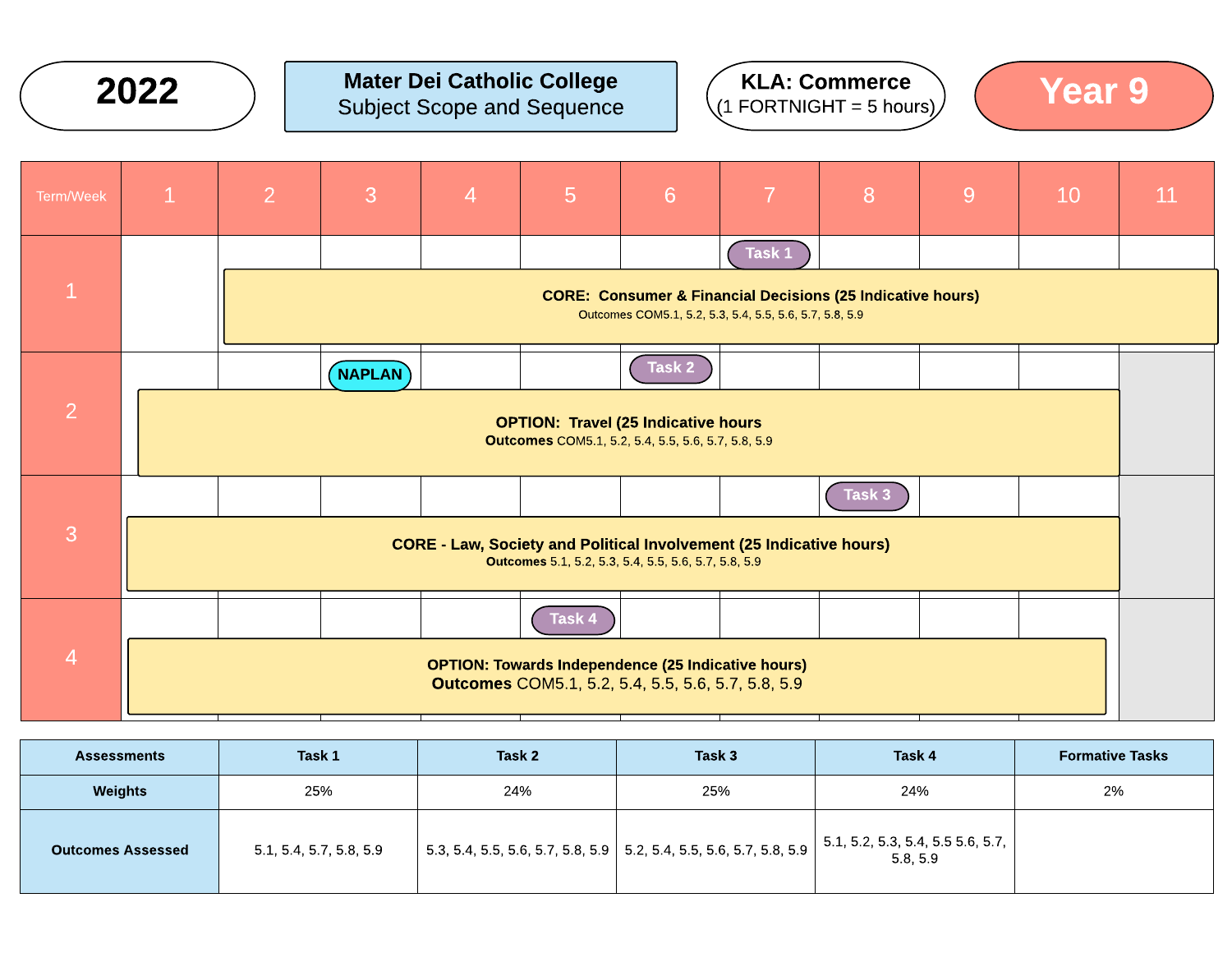**2022**

**Mater Dei Catholic College**
Subject Scope and Sequence

**KLA: Commerce**
(1 FORTNIGHT = 5 hours)

**Year 9**

| Term/Week | 1 | 2 | 3 | 4 | 5 | 6 | 7 | 8 | 9 | 10 | 11 |
|---|---|---|---|---|---|---|---|---|---|---|---|
| 1 | | **CORE: Consumer & Financial Decisions (25 Indicative hours)** Outcomes COM5.1, 5.2, 5.3, 5.4, 5.5, 5.6, 5.7, 5.8, 5.9 | | | | | Task 1 | | | | |
| 2 | **OPTION: Travel (25 Indicative hours** **Outcomes** COM5.1, 5.2, 5.4, 5.5, 5.6, 5.7, 5.8, 5.9 | | NAPLAN | | | Task 2 | | | | | |
| 3 | **CORE - Law, Society and Political Involvement (25 Indicative hours)** **Outcomes** 5.1, 5.2, 5.3, 5.4, 5.5, 5.6, 5.7, 5.8, 5.9 | | | | | | | Task 3 | | | |
| 4 | **OPTION: Towards Independence (25 Indicative hours)** **Outcomes** COM5.1, 5.2, 5.4, 5.5, 5.6, 5.7, 5.8, 5.9 | | | | Task 4 | | | | | | |

| Assessments | Task 1 | Task 2 | Task 3 | Task 4 | Formative Tasks |
|---|---|---|---|---|---|
| Weights | 25% | 24% | 25% | 24% | 2% |
| Outcomes Assessed | 5.1, 5.4, 5.7, 5.8, 5.9 | 5.3, 5.4, 5.5, 5.6, 5.7, 5.8, 5.9 | 5.2, 5.4, 5.5, 5.6, 5.7, 5.8, 5.9 | 5.1, 5.2, 5.3, 5.4, 5.5 5.6, 5.7, 5.8, 5.9 | |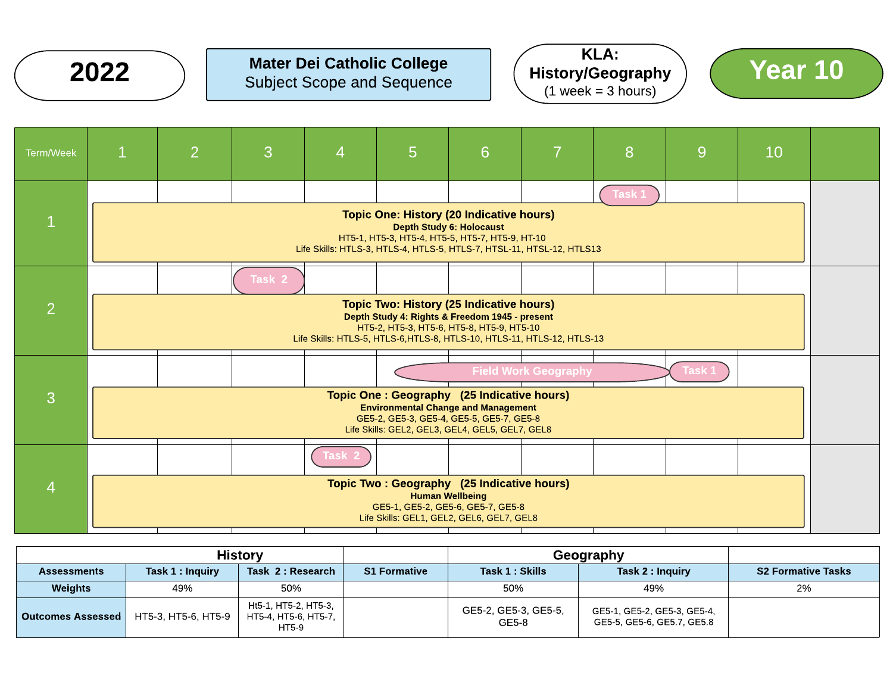**2022**

**Mater Dei Catholic College**
Subject Scope and Sequence

**KLA: History/Geography**
(1 week = 3 hours)

**Year 10**

| Term/Week | 1 | 2 | 3 | 4 | 5 | 6 | 7 | 8 | 9 | 10 |
|---|---|---|---|---|---|---|---|---|---|---|
| 1 | | | | | | | | Task 1 | | |
| | **Topic One: History (20 Indicative hours)**<br>**Depth Study 6: Holocaust**<br>HT5-1, HT5-3, HT5-4, HT5-5, HT5-7, HT5-9, HT-10<br>Life Skills: HTLS-3, HTLS-4, HTLS-5, HTLS-7, HTSL-11, HTSL-12, HTLS13 | | | | | | | | | |
| 2 | | | Task 2 | | | | | | | |
| | **Topic Two: History (25 Indicative hours)**<br>**Depth Study 4: Rights & Freedom 1945 - present**<br>HT5-2, HT5-3, HT5-6, HT5-8, HT5-9, HT5-10<br>Life Skills: HTLS-5, HTLS-6,HTLS-8, HTLS-10, HTLS-11, HTLS-12, HTLS-13 | | | | | | | | | |
| 3 | | | | | Field Work Geography | Field Work Geography | Field Work Geography | Field Work Geography | Task 1 | |
| | **Topic One : Geography (25 Indicative hours)**<br>**Environmental Change and Management**<br>GE5-2, GE5-3, GE5-4, GE5-5, GE5-7, GE5-8<br>Life Skills: GEL2, GEL3, GEL4, GEL5, GEL7, GEL8 | | | | | | | | | |
| 4 | | | | Task 2 | | | | | | |
| | **Topic Two : Geography (25 Indicative hours)**<br>**Human Wellbeing**<br>GE5-1, GE5-2, GE5-6, GE5-7, GE5-8<br>Life Skills: GEL1, GEL2, GEL6, GEL7, GEL8 | | | | | | | | | |

| | History | | | Geography | | |
|---|---|---|---|---|---|---|
| **Assessments** | **Task 1 : Inquiry** | **Task 2 : Research** | **S1 Formative** | **Task 1 : Skills** | **Task 2 : Inquiry** | **S2 Formative Tasks** |
| **Weights** | 49% | 50% | | 50% | 49% | 2% |
| **Outcomes Assessed** | HT5-3, HT5-6, HT5-9 | Ht5-1, HT5-2, HT5-3, HT5-4, HT5-6, HT5-7, HT5-9 | | GE5-2, GE5-3, GE5-5, GE5-8 | GE5-1, GE5-2, GE5-3, GE5-4, GE5-5, GE5-6, GE5.7, GE5.8 | |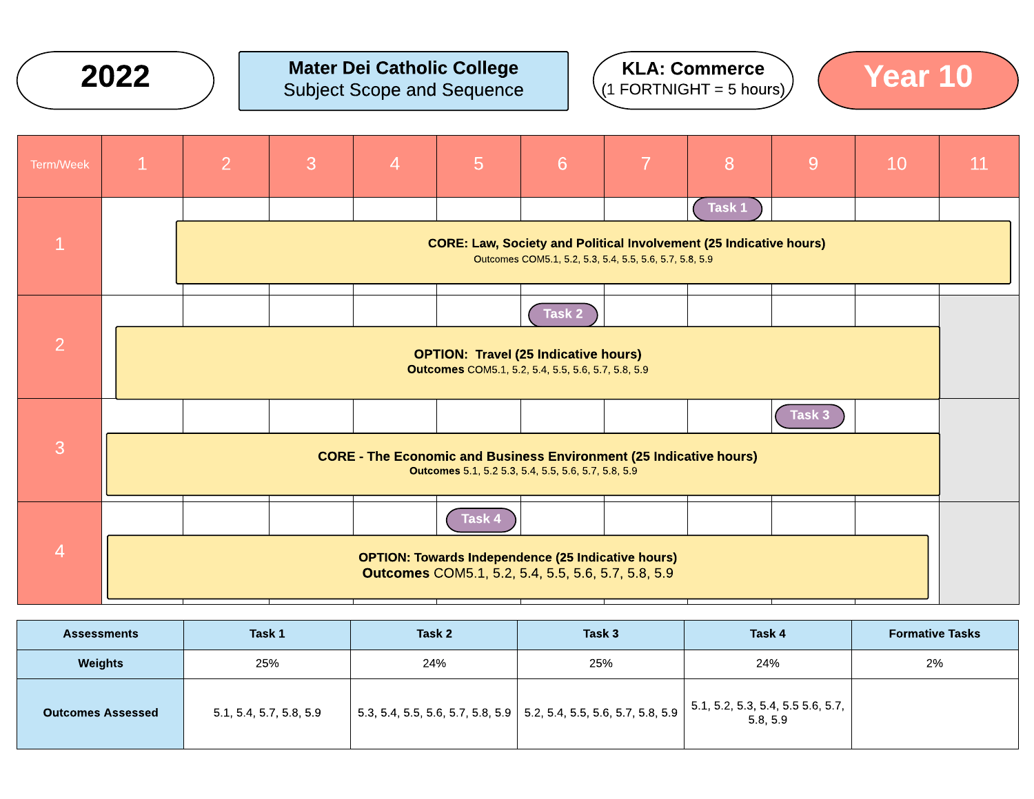# 2022

**Mater Dei Catholic College**
Subject Scope and Sequence

**KLA: Commerce**
(1 FORTNIGHT = 5 hours)

**Year 10**

| Term/Week | 1 | 2 | 3 | 4 | 5 | 6 | 7 | 8 | 9 | 10 | 11 |
|---|---|---|---|---|---|---|---|---|---|---|---|
| 1 | | **CORE: Law, Society and Political Involvement (25 Indicative hours)** Outcomes COM5.1, 5.2, 5.3, 5.4, 5.5, 5.6, 5.7, 5.8, 5.9 | | | | | | Task 1 | | | |
| 2 | **OPTION: Travel (25 Indicative hours)** **Outcomes** COM5.1, 5.2, 5.4, 5.5, 5.6, 5.7, 5.8, 5.9 | | | | | Task 2 | | | | | |
| 3 | **CORE - The Economic and Business Environment (25 Indicative hours)** **Outcomes** 5.1, 5.2 5.3, 5.4, 5.5, 5.6, 5.7, 5.8, 5.9 | | | | | | | | Task 3 | | |
| 4 | **OPTION: Towards Independence (25 Indicative hours)** **Outcomes** COM5.1, 5.2, 5.4, 5.5, 5.6, 5.7, 5.8, 5.9 | | | | Task 4 | | | | | | |

| Assessments | Task 1 | Task 2 | Task 3 | Task 4 | Formative Tasks |
|---|---|---|---|---|---|
| **Weights** | 25% | 24% | 25% | 24% | 2% |
| **Outcomes Assessed** | 5.1, 5.4, 5.7, 5.8, 5.9 | 5.3, 5.4, 5.5, 5.6, 5.7, 5.8, 5.9 | 5.2, 5.4, 5.5, 5.6, 5.7, 5.8, 5.9 | 5.1, 5.2, 5.3, 5.4, 5.5 5.6, 5.7, 5.8, 5.9 | |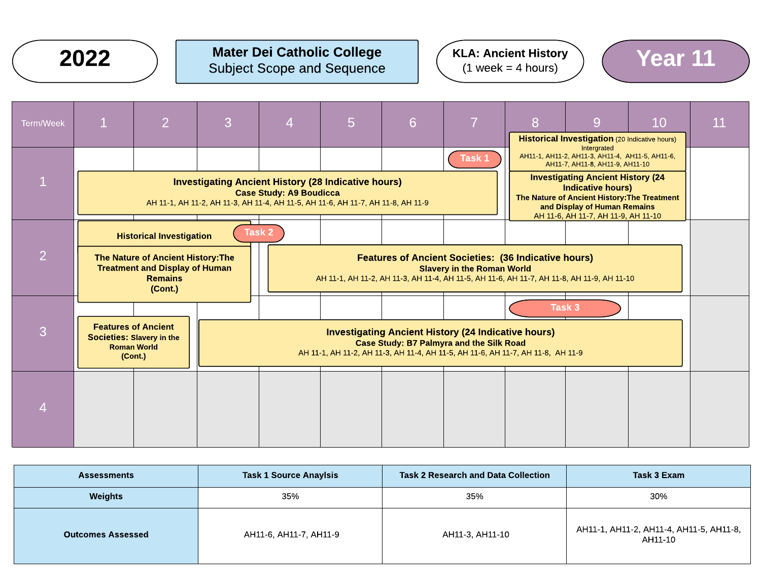# 2022

## Mater Dei Catholic College
Subject Scope and Sequence

**KLA: Ancient History**
(1 week = 4 hours)

## Year 11

| Term/Week | 1 | 2 | 3 | 4 | 5 | 6 | 7 | 8 | 9 | 10 | 11 |
|---|---|---|---|---|---|---|---|---|---|---|---|
| 1 | **Investigating Ancient History (28 Indicative hours)** **Case Study: A9 Boudicca** AH 11-1, AH 11-2, AH 11-3, AH 11-4, AH 11-5, AH 11-6, AH 11-7, AH 11-8, AH 11-9 | | | | | | Task 1 | **Historical Investigation** (20 Indicative hours) Intergrated AH11-1, AH11-2, AH11-3, AH11-4, AH11-5, AH11-6, AH11-7, AH11-8, AH11-9, AH11-10 / **Investigating Ancient History (24 Indicative hours)** **The Nature of Ancient History:The Treatment and Display of Human Remains** AH 11-6, AH 11-7, AH 11-9, AH 11-10 | | | |
| 2 | **Historical Investigation** / **The Nature of Ancient History:The Treatment and Display of Human Remains (Cont.)** | | | Task 2 / **Features of Ancient Societies: (36 Indicative hours)** **Slavery in the Roman World** AH 11-1, AH 11-2, AH 11-3, AH 11-4, AH 11-5, AH 11-6, AH 11-7, AH 11-8, AH 11-9, AH 11-10 | | | | | | | |
| 3 | **Features of Ancient Societies: Slavery in the Roman World (Cont.)** | | **Investigating Ancient History (24 Indicative hours)** **Case Study: B7 Palmyra and the Silk Road** AH 11-1, AH 11-2, AH 11-3, AH 11-4, AH 11-5, AH 11-6, AH 11-7, AH 11-8, AH 11-9 | | | | | Task 3 | | | |
| 4 | | | | | | | | | | | |

| Assessments | Task 1 Source Anaylsis | Task 2 Research and Data Collection | Task 3 Exam |
|---|---|---|---|
| Weights | 35% | 35% | 30% |
| Outcomes Assessed | AH11-6, AH11-7, AH11-9 | AH11-3, AH11-10 | AH11-1, AH11-2, AH11-4, AH11-5, AH11-8, AH11-10 |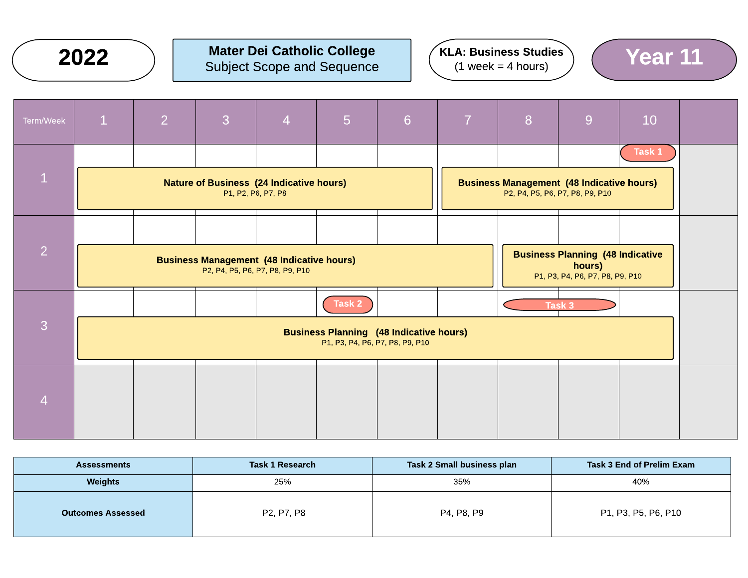**2022**

**Mater Dei Catholic College**
Subject Scope and Sequence

**KLA: Business Studies**
(1 week = 4 hours)

**Year 11**

| Term/Week | 1 | 2 | 3 | 4 | 5 | 6 | 7 | 8 | 9 | 10 | |
|---|---|---|---|---|---|---|---|---|---|---|---|
| 1 | **Nature of Business (24 Indicative hours)** P1, P2, P6, P7, P8 | | | | | | **Business Management (48 Indicative hours)** P2, P4, P5, P6, P7, P8, P9, P10 | | | Task 1 | |
| 2 | **Business Management (48 Indicative hours)** P2, P4, P5, P6, P7, P8, P9, P10 | | | | | | | **Business Planning (48 Indicative hours)** P1, P3, P4, P6, P7, P8, P9, P10 | | | |
| 3 | **Business Planning (48 Indicative hours)** P1, P3, P4, P6, P7, P8, P9, P10 | | | | Task 2 | | | Task 3 | | | |
| 4 | | | | | | | | | | | |

| Assessments | Task 1 Research | Task 2 Small business plan | Task 3 End of Prelim Exam |
|---|---|---|---|
| Weights | 25% | 35% | 40% |
| Outcomes Assessed | P2, P7, P8 | P4, P8, P9 | P1, P3, P5, P6, P10 |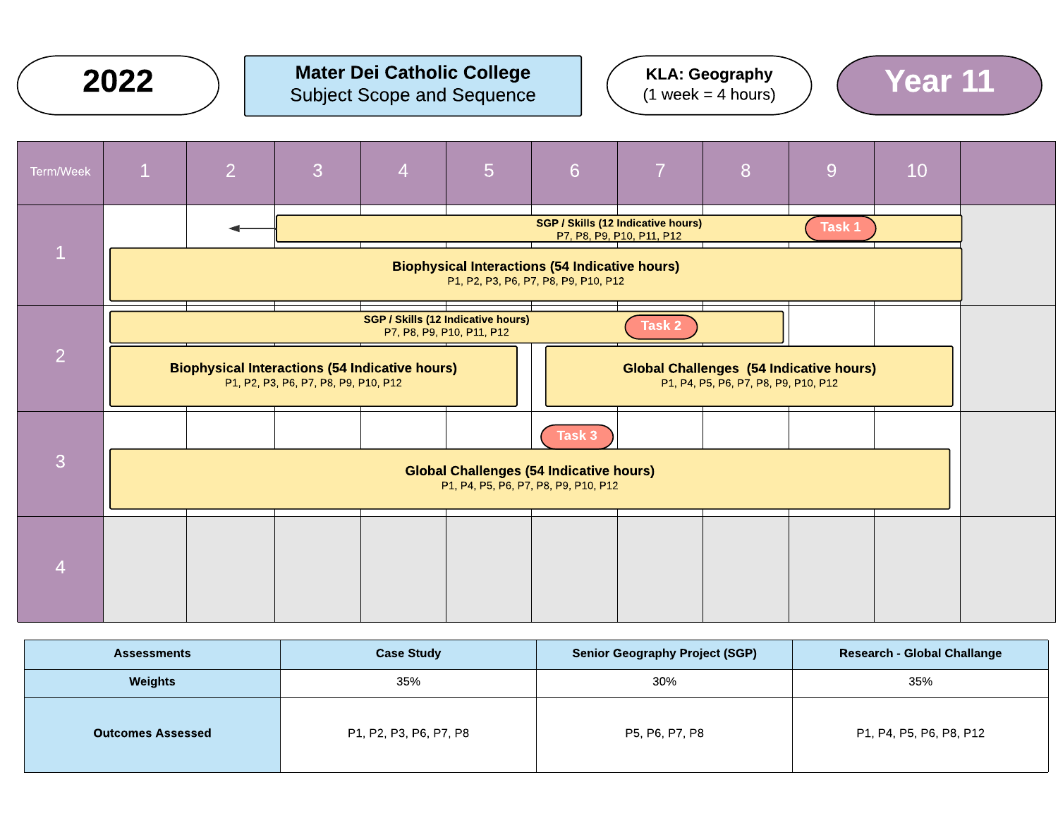**2022**

**Mater Dei Catholic College**
Subject Scope and Sequence

**KLA: Geography**
(1 week = 4 hours)

**Year 11**

| Term/Week | 1 | 2 | 3 | 4 | 5 | 6 | 7 | 8 | 9 | 10 |
|---|---|---|---|---|---|---|---|---|---|---|
| 1 | **SGP / Skills (12 Indicative hours)** P7, P8, P9, P10, P11, P12 (Task 1 in Week 9)<br>**Biophysical Interactions (54 Indicative hours)** P1, P2, P3, P6, P7, P8, P9, P10, P12 | | | | | | | | | |
| 2 | **SGP / Skills (12 Indicative hours)** P7, P8, P9, P10, P11, P12 (Task 2 in Week 7)<br>**Biophysical Interactions (54 Indicative hours)** P1, P2, P3, P6, P7, P8, P9, P10, P12 (Weeks 1–5)<br>**Global Challenges (54 Indicative hours)** P1, P4, P5, P6, P7, P8, P9, P10, P12 (Weeks 6–10) | | | | | | | | | |
| 3 | Task 3 (Week 6)<br>**Global Challenges (54 Indicative hours)** P1, P4, P5, P6, P7, P8, P9, P10, P12 | | | | | | | | | |
| 4 | | | | | | | | | | |

| Assessments | Case Study | Senior Geography Project (SGP) | Research - Global Challange |
|---|---|---|---|
| **Weights** | 35% | 30% | 35% |
| **Outcomes Assessed** | P1, P2, P3, P6, P7, P8 | P5, P6, P7, P8 | P1, P4, P5, P6, P8, P12 |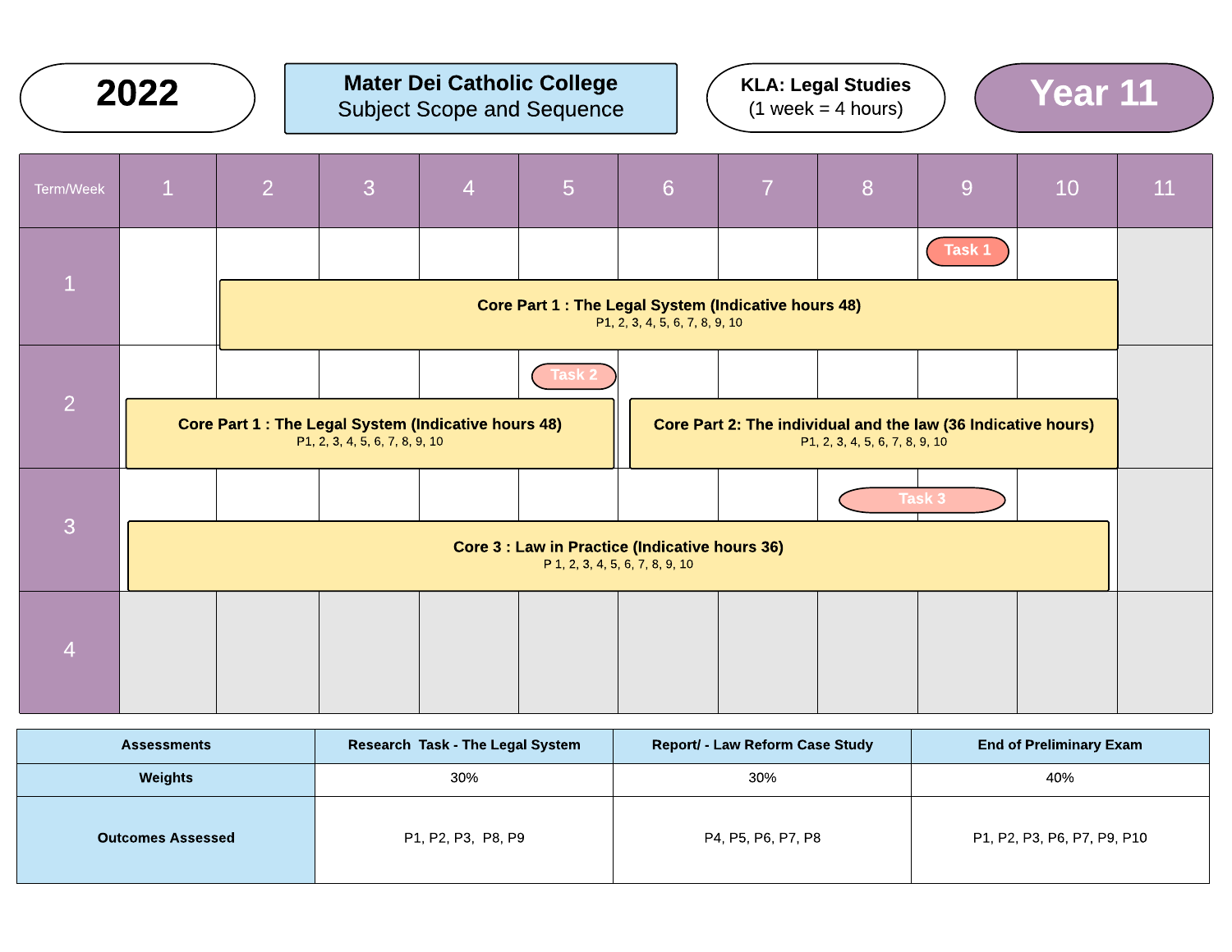**2022**

**Mater Dei Catholic College**
Subject Scope and Sequence

**KLA: Legal Studies**
(1 week = 4 hours)

**Year 11**

| Term/Week | 1 | 2 | 3 | 4 | 5 | 6 | 7 | 8 | 9 | 10 | 11 |
|---|---|---|---|---|---|---|---|---|---|---|---|
| 1 | | **Core Part 1 : The Legal System (Indicative hours 48)** P1, 2, 3, 4, 5, 6, 7, 8, 9, 10 | | | | | | | Task 1 | | |
| 2 | **Core Part 1 : The Legal System (Indicative hours 48)** P1, 2, 3, 4, 5, 6, 7, 8, 9, 10 | | | | Task 2 | **Core Part 2: The individual and the law (36 Indicative hours)** P1, 2, 3, 4, 5, 6, 7, 8, 9, 10 | | | | | |
| 3 | **Core 3 : Law in Practice (Indicative hours 36)** P 1, 2, 3, 4, 5, 6, 7, 8, 9, 10 | | | | | | | Task 3 | | | |
| 4 | | | | | | | | | | | |

| Assessments | Research Task - The Legal System | Report/ - Law Reform Case Study | End of Preliminary Exam |
|---|---|---|---|
| **Weights** | 30% | 30% | 40% |
| **Outcomes Assessed** | P1, P2, P3, P8, P9 | P4, P5, P6, P7, P8 | P1, P2, P3, P6, P7, P9, P10 |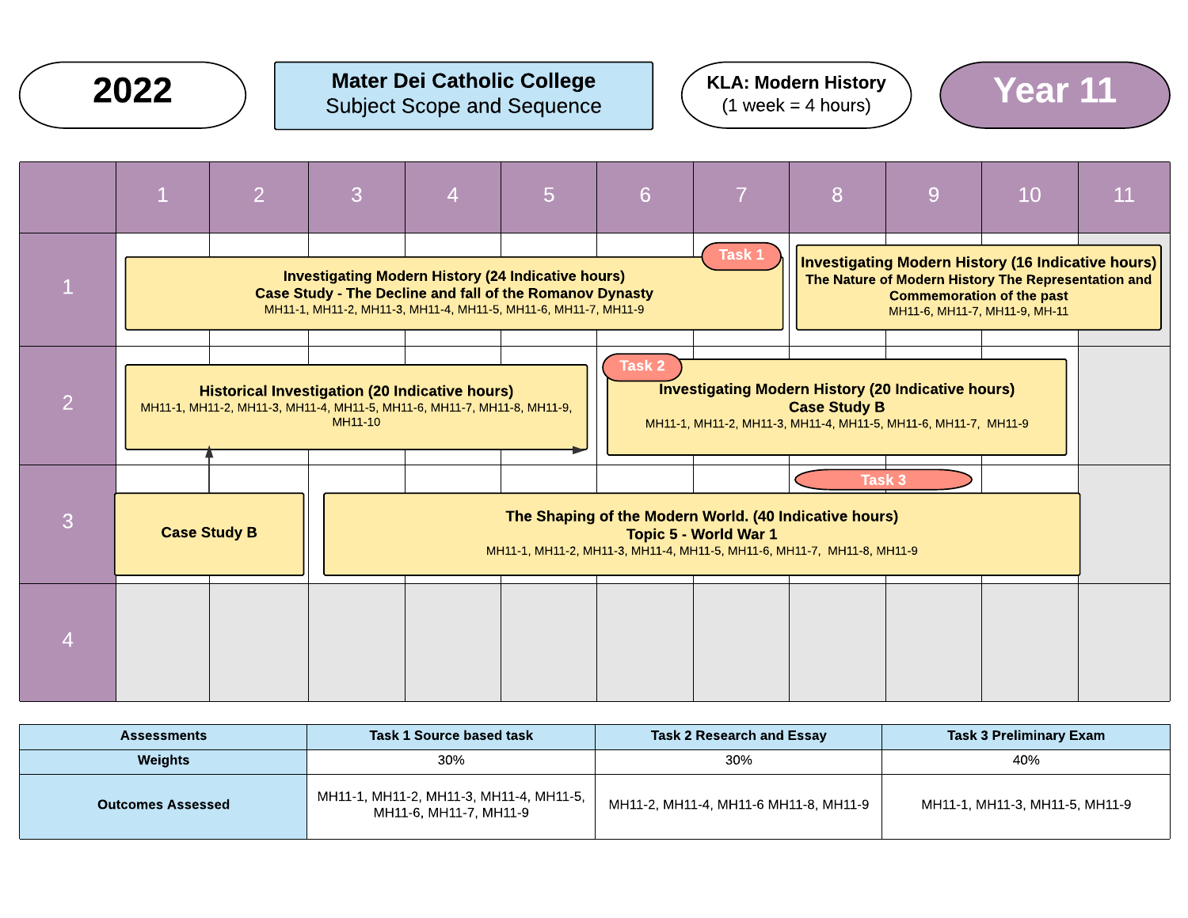**2022**

**Mater Dei Catholic College**
Subject Scope and Sequence

**KLA: Modern History**
(1 week = 4 hours)

**Year 11**

| Term | 1 | 2 | 3 | 4 | 5 | 6 | 7 | 8 | 9 | 10 | 11 |
|---|---|---|---|---|---|---|---|---|---|---|---|
| 1 | **Investigating Modern History (24 Indicative hours)** **Case Study - The Decline and fall of the Romanov Dynasty** MH11-1, MH11-2, MH11-3, MH11-4, MH11-5, MH11-6, MH11-7, MH11-9 (Task 1) | | | | | | | **Investigating Modern History (16 Indicative hours)** **The Nature of Modern History The Representation and Commemoration of the past** MH11-6, MH11-7, MH11-9, MH-11 | | | |
| 2 | **Historical Investigation (20 Indicative hours)** MH11-1, MH11-2, MH11-3, MH11-4, MH11-5, MH11-6, MH11-7, MH11-8, MH11-9, MH11-10 | | | | | **Investigating Modern History (20 Indicative hours)** **Case Study B** MH11-1, MH11-2, MH11-3, MH11-4, MH11-5, MH11-6, MH11-7, MH11-9 (Task 2) | | | | | |
| 3 | **Case Study B** | | | **The Shaping of the Modern World. (40 Indicative hours)** **Topic 5 - World War 1** MH11-1, MH11-2, MH11-3, MH11-4, MH11-5, MH11-6, MH11-7, MH11-8, MH11-9 (Task 3) | | | | | | | |
| 4 | | | | | | | | | | | |

| Assessments | Task 1 Source based task | Task 2 Research and Essay | Task 3 Preliminary Exam |
|---|---|---|---|
| Weights | 30% | 30% | 40% |
| Outcomes Assessed | MH11-1, MH11-2, MH11-3, MH11-4, MH11-5, MH11-6, MH11-7, MH11-9 | MH11-2, MH11-4, MH11-6 MH11-8, MH11-9 | MH11-1, MH11-3, MH11-5, MH11-9 |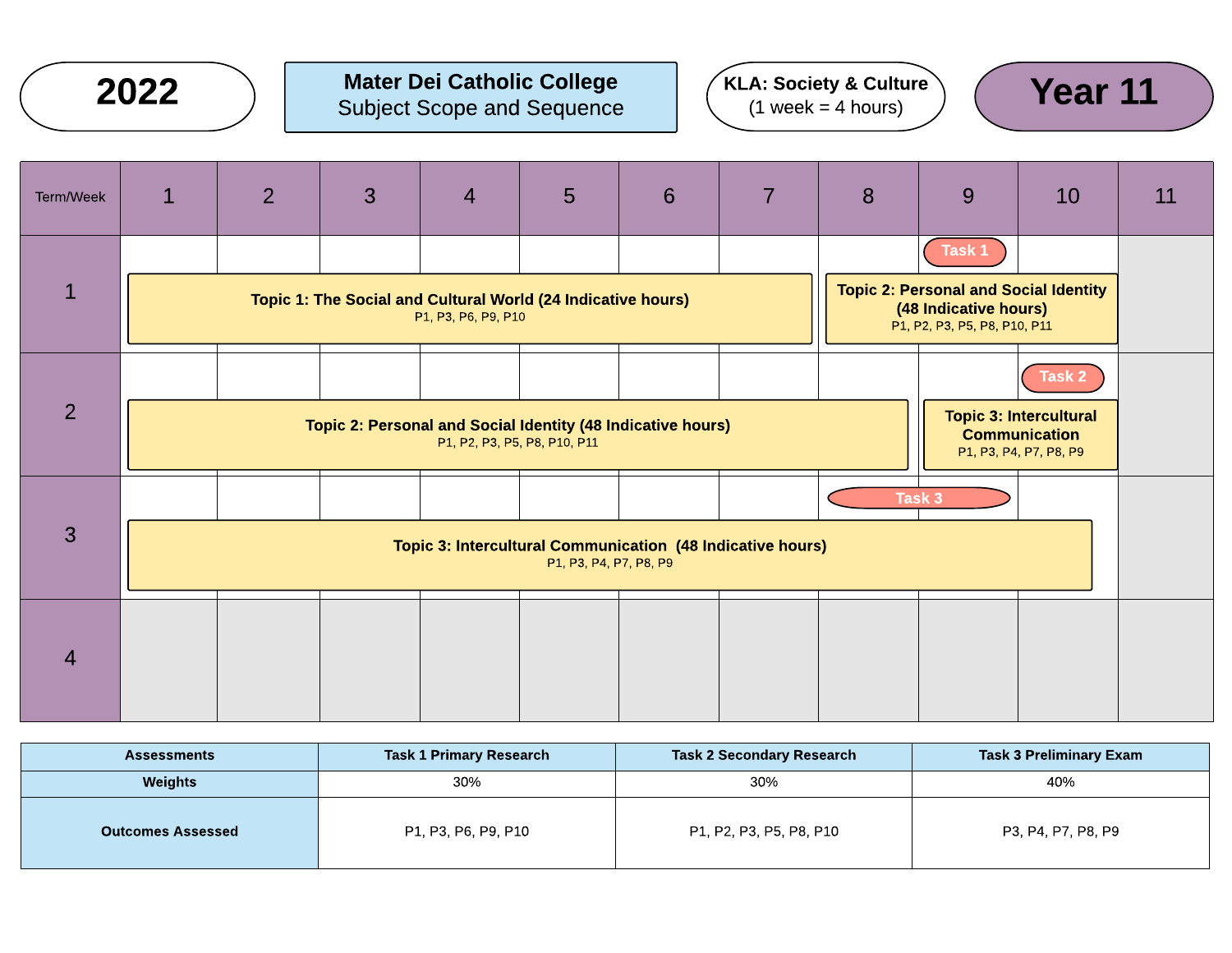**2022**

**Mater Dei Catholic College**
Subject Scope and Sequence

**KLA: Society & Culture**
(1 week = 4 hours)

**Year 11**

| Term/Week | 1 | 2 | 3 | 4 | 5 | 6 | 7 | 8 | 9 | 10 | 11 |
|---|---|---|---|---|---|---|---|---|---|---|---|
| 1 | **Topic 1: The Social and Cultural World (24 Indicative hours)** P1, P3, P6, P9, P10 | | | | | | | **Topic 2: Personal and Social Identity (48 Indicative hours)** P1, P2, P3, P5, P8, P10, P11 | Task 1 | | |
| 2 | **Topic 2: Personal and Social Identity (48 Indicative hours)** P1, P2, P3, P5, P8, P10, P11 | | | | | | | | **Topic 3: Intercultural Communication** P1, P3, P4, P7, P8, P9 | Task 2 | |
| 3 | **Topic 3: Intercultural Communication (48 Indicative hours)** P1, P3, P4, P7, P8, P9 | | | | | | | Task 3 | Task 3 | | |
| 4 | | | | | | | | | | | |

| Assessments | Task 1 Primary Research | Task 2 Secondary Research | Task 3 Preliminary Exam |
|---|---|---|---|
| Weights | 30% | 30% | 40% |
| Outcomes Assessed | P1, P3, P6, P9, P10 | P1, P2, P3, P5, P8, P10 | P3, P4, P7, P8, P9 |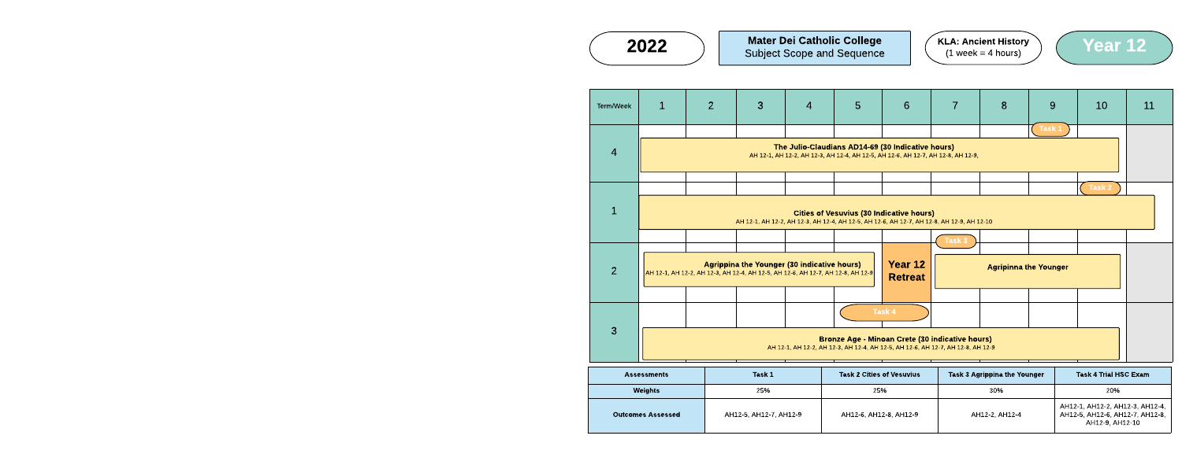**2022**

**Mater Dei Catholic College**
Subject Scope and Sequence

**KLA: Ancient History**
(1 week = 4 hours)

**Year 12**

| Term/Week | 1 | 2 | 3 | 4 | 5 | 6 | 7 | 8 | 9 | 10 | 11 |
|---|---|---|---|---|---|---|---|---|---|---|---|
| 4 | **The Julio-Claudians AD14-69 (30 Indicative hours)** AH 12-1, AH 12-2, AH 12-3, AH 12-4, AH 12-5, AH 12-6, AH 12-7, AH 12-8, AH 12-9, | | | | | | | | Task 1 | | |
| 1 | **Cities of Vesuvius (30 Indicative hours)** AH 12-1, AH 12-2, AH 12-3, AH 12-4, AH 12-5, AH 12-6, AH 12-7, AH 12-8, AH 12-9, AH 12-10 | | | | | | | | | Task 2 | |
| 2 | **Agrippina the Younger (30 indicative hours)** AH 12-1, AH 12-2, AH 12-3, AH 12-4, AH 12-5, AH 12-6, AH 12-7, AH 12-8, AH 12-9 | | | | | **Year 12 Retreat** | Task 3 **Agripinna the Younger** | | | | |
| 3 | **Bronze Age - Minoan Crete (30 indicative hours)** AH 12-1, AH 12-2, AH 12-3, AH 12-4, AH 12-5, AH 12-6, AH 12-7, AH 12-8, AH 12-9 | | | | Task 4 | | | | | | |

| Assessments | Task 1 | Task 2 Cities of Vesuvius | Task 3 Agrippina the Younger | Task 4 Trial HSC Exam |
|---|---|---|---|---|
| Weights | 25% | 25% | 30% | 20% |
| Outcomes Assessed | AH12-5, AH12-7, AH12-9 | AH12-6, AH12-8, AH12-9 | AH12-2, AH12-4 | AH12-1, AH12-2, AH12-3, AH12-4, AH12-5, AH12-6, AH12-7, AH12-8, AH12-9, AH12-10 |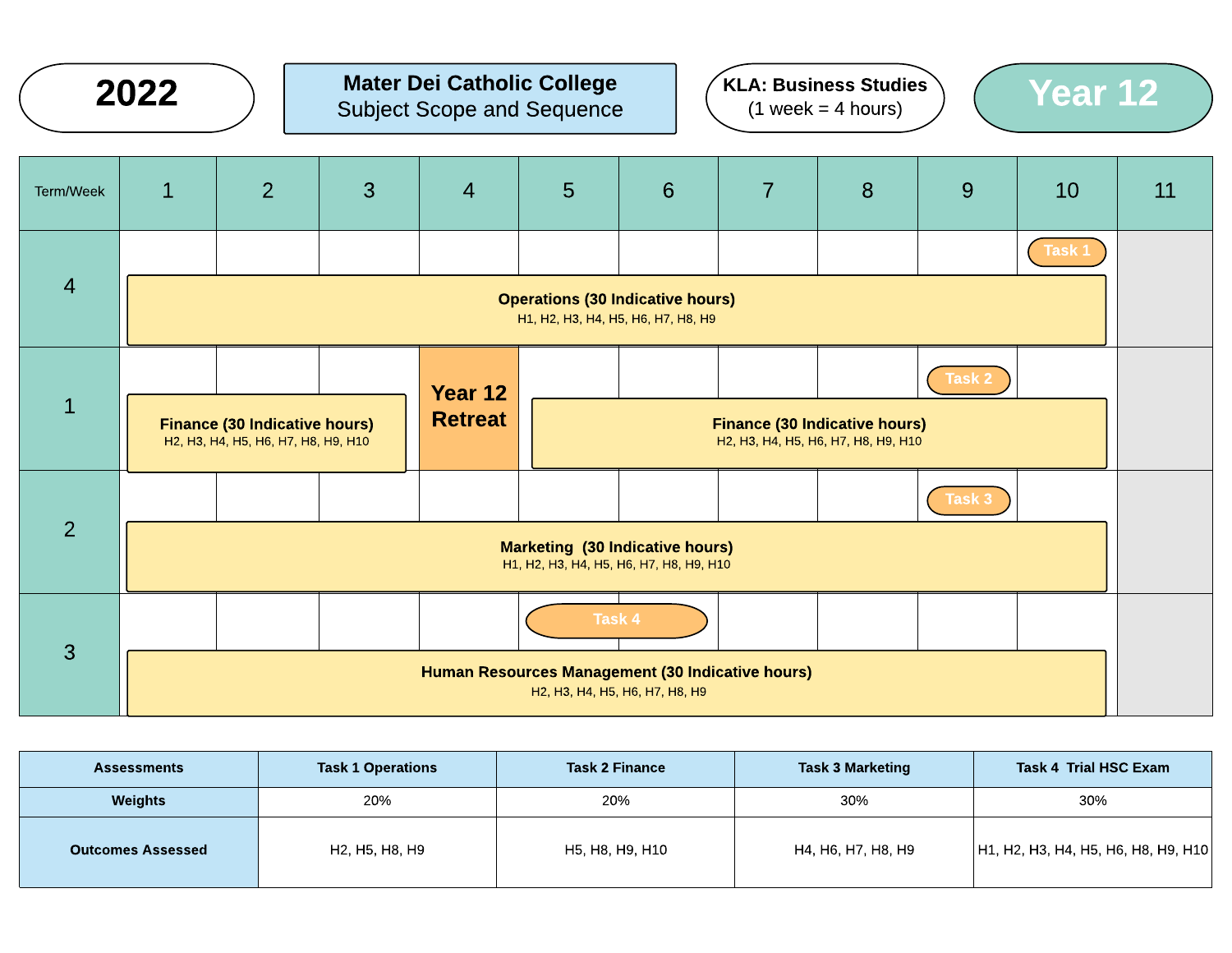**2022**

**Mater Dei Catholic College**
Subject Scope and Sequence

**KLA: Business Studies**
(1 week = 4 hours)

**Year 12**

| Term/Week | 1 | 2 | 3 | 4 | 5 | 6 | 7 | 8 | 9 | 10 | 11 |
|---|---|---|---|---|---|---|---|---|---|---|---|
| 4 | **Operations (30 Indicative hours)** H1, H2, H3, H4, H5, H6, H7, H8, H9 | | | | | | | | | Task 1 | |
| 1 | **Finance (30 Indicative hours)** H2, H3, H4, H5, H6, H7, H8, H9, H10 | | | **Year 12 Retreat** | **Finance (30 Indicative hours)** H2, H3, H4, H5, H6, H7, H8, H9, H10 | | | | Task 2 | | |
| 2 | **Marketing (30 Indicative hours)** H1, H2, H3, H4, H5, H6, H7, H8, H9, H10 | | | | | | | | Task 3 | | |
| 3 | **Human Resources Management (30 Indicative hours)** H2, H3, H4, H5, H6, H7, H8, H9 | | | | Task 4 | | | | | | |

| Assessments | Task 1 Operations | Task 2 Finance | Task 3 Marketing | Task 4 Trial HSC Exam |
|---|---|---|---|---|
| Weights | 20% | 20% | 30% | 30% |
| Outcomes Assessed | H2, H5, H8, H9 | H5, H8, H9, H10 | H4, H6, H7, H8, H9 | H1, H2, H3, H4, H5, H6, H8, H9, H10 |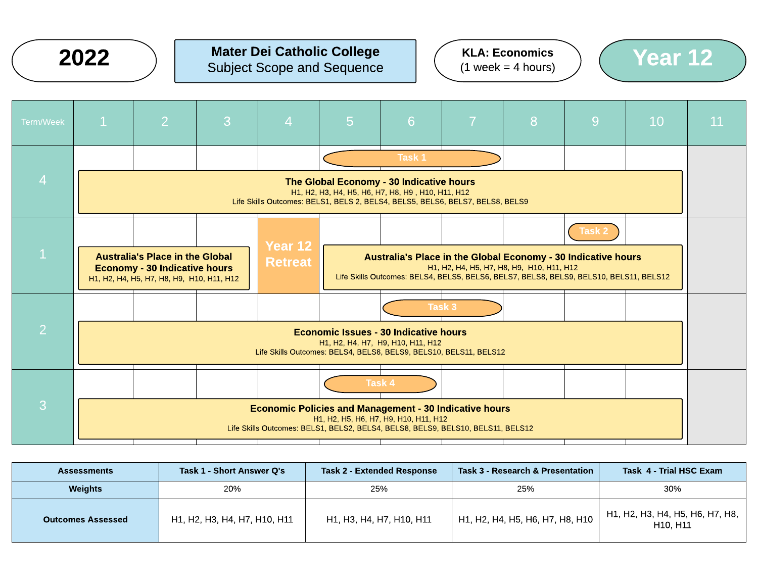# 2022

**Mater Dei Catholic College**
Subject Scope and Sequence

**KLA: Economics**
(1 week = 4 hours)

## Year 12

| Term/Week | 1 | 2 | 3 | 4 | 5 | 6 | 7 | 8 | 9 | 10 | 11 |
|---|---|---|---|---|---|---|---|---|---|---|---|
| 4 | | | | | Task 1 | Task 1 | Task 1 | | | | |
| | **The Global Economy - 30 Indicative hours**<br>H1, H2, H3, H4, H5, H6, H7, H8, H9 , H10, H11, H12<br>Life Skills Outcomes: BELS1, BELS 2, BELS4, BELS5, BELS6, BELS7, BELS8, BELS9 | | | | | | | | | | |
| 1 | **Australia's Place in the Global Economy - 30 Indicative hours**<br>H1, H2, H4, H5, H7, H8, H9, H10, H11, H12 | | | **Year 12 Retreat** | **Australia's Place in the Global Economy - 30 Indicative hours**<br>H1, H2, H4, H5, H7, H8, H9, H10, H11, H12<br>Life Skills Outcomes: BELS4, BELS5, BELS6, BELS7, BELS8, BELS9, BELS10, BELS11, BELS12 | | | | Task 2 | | |
| 2 | | | | | | Task 3 | Task 3 | | | | |
| | **Economic Issues - 30 Indicative hours**<br>H1, H2, H4, H7, H9, H10, H11, H12<br>Life Skills Outcomes: BELS4, BELS8, BELS9, BELS10, BELS11, BELS12 | | | | | | | | | | |
| 3 | | | | | Task 4 | Task 4 | | | | | |
| | **Economic Policies and Management - 30 Indicative hours**<br>H1, H2, H5, H6, H7, H9, H10, H11, H12<br>Life Skills Outcomes: BELS1, BELS2, BELS4, BELS8, BELS9, BELS10, BELS11, BELS12 | | | | | | | | | | |

| **Assessments** | **Task 1 - Short Answer Q's** | **Task 2 - Extended Response** | **Task 3 - Research & Presentation** | **Task 4 - Trial HSC Exam** |
|---|---|---|---|---|
| **Weights** | 20% | 25% | 25% | 30% |
| **Outcomes Assessed** | H1, H2, H3, H4, H7, H10, H11 | H1, H3, H4, H7, H10, H11 | H1, H2, H4, H5, H6, H7, H8, H10 | H1, H2, H3, H4, H5, H6, H7, H8, H10, H11 |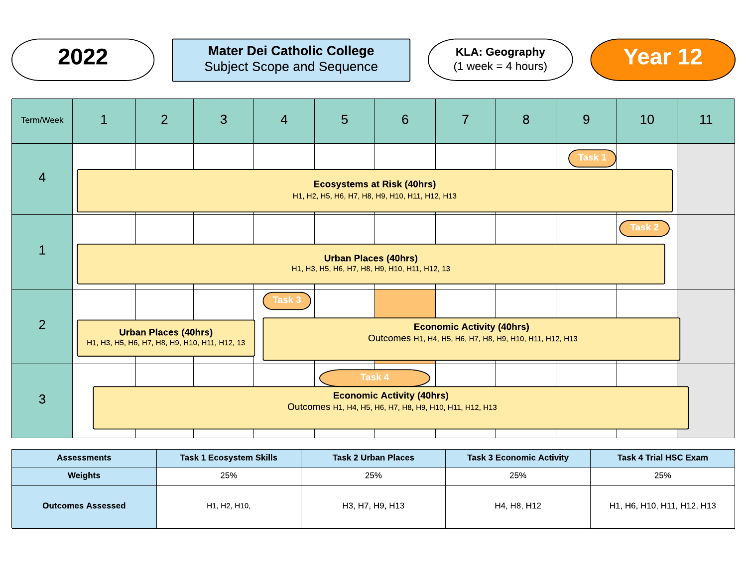**2022**

**Mater Dei Catholic College**
Subject Scope and Sequence

**KLA: Geography**
(1 week = 4 hours)

**Year 12**

| Term/Week | 1 | 2 | 3 | 4 | 5 | 6 | 7 | 8 | 9 | 10 | 11 |
|---|---|---|---|---|---|---|---|---|---|---|---|
| 4 | **Ecosystems at Risk (40hrs)** H1, H2, H5, H6, H7, H8, H9, H10, H11, H12, H13 | | | | | | | | Task 1 | | |
| 1 | **Urban Places (40hrs)** H1, H3, H5, H6, H7, H8, H9, H10, H11, H12, 13 | | | | | | | | | Task 2 | |
| 2 | **Urban Places (40hrs)** H1, H3, H5, H6, H7, H8, H9, H10, H11, H12, 13 | | | Task 3 / **Economic Activity (40hrs)** Outcomes H1, H4, H5, H6, H7, H8, H9, H10, H11, H12, H13 | | | | | | | |
| 3 | **Economic Activity (40hrs)** Outcomes H1, H4, H5, H6, H7, H8, H9, H10, H11, H12, H13 | | | | Task 4 | | | | | | |

| Assessments | Task 1 Ecosystem Skills | Task 2 Urban Places | Task 3 Economic Activity | Task 4 Trial HSC Exam |
|---|---|---|---|---|
| Weights | 25% | 25% | 25% | 25% |
| Outcomes Assessed | H1, H2, H10, | H3, H7, H9, H13 | H4, H8, H12 | H1, H6, H10, H11, H12, H13 |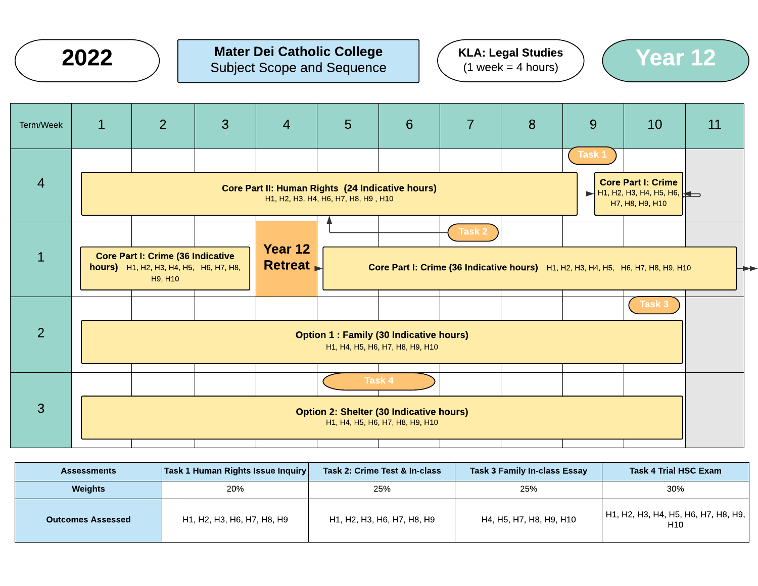**2022**

**Mater Dei Catholic College**
Subject Scope and Sequence

**KLA: Legal Studies**
(1 week = 4 hours)

**Year 12**

| Term/Week | 1 | 2 | 3 | 4 | 5 | 6 | 7 | 8 | 9 | 10 | 11 |
|---|---|---|---|---|---|---|---|---|---|---|---|
| 4 | **Core Part II: Human Rights (24 Indicative hours)** H1, H2, H3. H4, H6, H7, H8, H9 , H10 | | | | | | | | Task 1 | **Core Part I: Crime** H1, H2, H3, H4, H5, H6, H7, H8, H9, H10 | |
| 1 | **Core Part I: Crime (36 Indicative hours)** H1, H2, H3, H4, H5, H6, H7, H8, H9, H10 | | | **Year 12 Retreat** | **Core Part I: Crime (36 Indicative hours)** H1, H2, H3, H4, H5, H6, H7, H8, H9, H10 | | Task 2 | | | | |
| 2 | **Option 1 : Family (30 Indicative hours)** H1, H4, H5, H6, H7, H8, H9, H10 | | | | | | | | | Task 3 | |
| 3 | **Option 2: Shelter (30 Indicative hours)** H1, H4, H5, H6, H7, H8, H9, H10 | | | | Task 4 | | | | | | |

| Assessments | Task 1 Human Rights Issue Inquiry | Task 2: Crime Test & In-class | Task 3 Family In-class Essay | Task 4 Trial HSC Exam |
|---|---|---|---|---|
| Weights | 20% | 25% | 25% | 30% |
| Outcomes Assessed | H1, H2, H3, H6, H7, H8, H9 | H1, H2, H3, H6, H7, H8, H9 | H4, H5, H7, H8, H9, H10 | H1, H2, H3, H4, H5, H6, H7, H8, H9, H10 |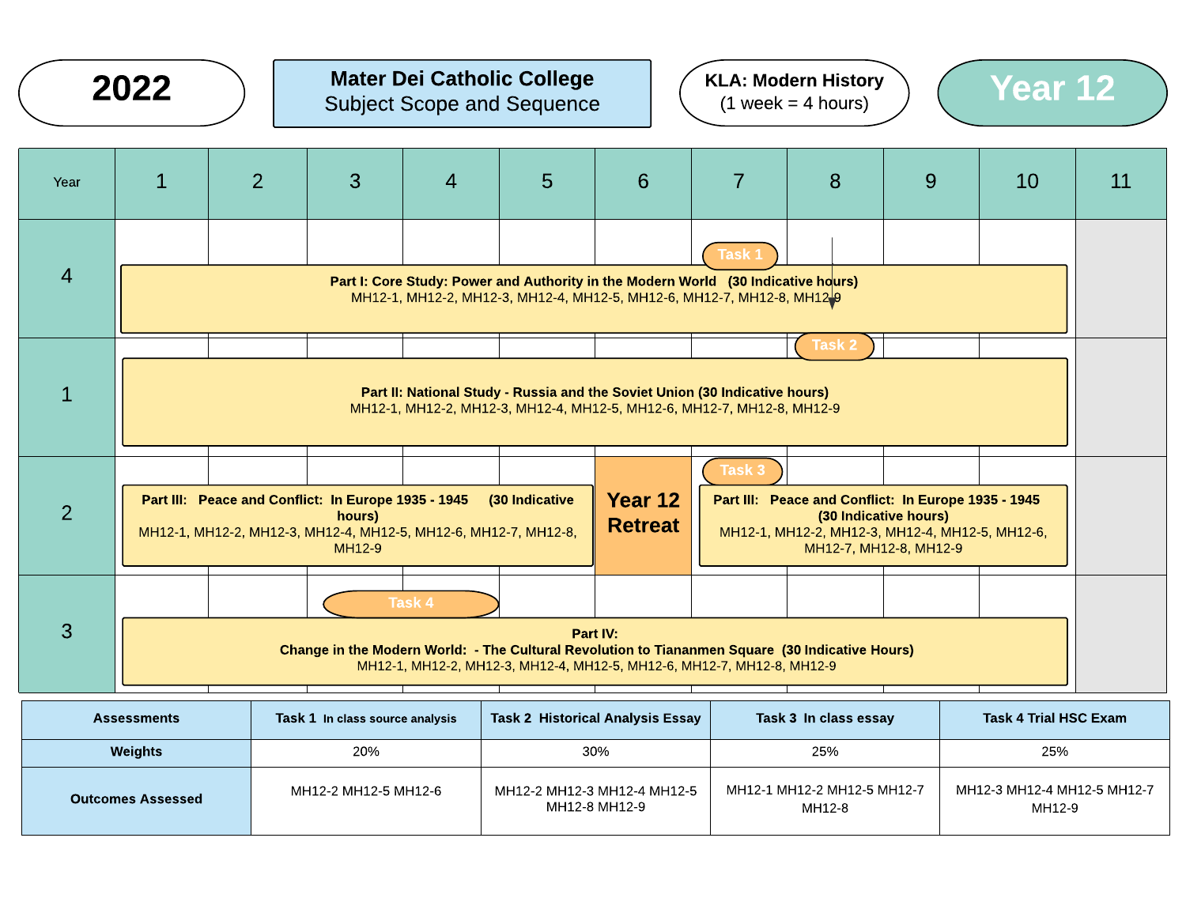**2022**

**Mater Dei Catholic College**
Subject Scope and Sequence

**KLA: Modern History**
(1 week = 4 hours)

**Year 12**

| Year | 1 | 2 | 3 | 4 | 5 | 6 | 7 | 8 | 9 | 10 | 11 |
|---|---|---|---|---|---|---|---|---|---|---|---|
| 4 | **Part I: Core Study: Power and Authority in the Modern World (30 Indicative hours)** MH12-1, MH12-2, MH12-3, MH12-4, MH12-5, MH12-6, MH12-7, MH12-8, MH12-9 | | | | | | Task 1 | | | | |
| 1 | **Part II: National Study - Russia and the Soviet Union (30 Indicative hours)** MH12-1, MH12-2, MH12-3, MH12-4, MH12-5, MH12-6, MH12-7, MH12-8, MH12-9 | | | | | | | Task 2 | | | |
| 2 | **Part III: Peace and Conflict: In Europe 1935 - 1945 (30 Indicative hours)** MH12-1, MH12-2, MH12-3, MH12-4, MH12-5, MH12-6, MH12-7, MH12-8, MH12-9 | | | | | **Year 12 Retreat** | Task 3 **Part III: Peace and Conflict: In Europe 1935 - 1945 (30 Indicative hours)** MH12-1, MH12-2, MH12-3, MH12-4, MH12-5, MH12-6, MH12-7, MH12-8, MH12-9 | | | | |
| 3 | **Part IV: Change in the Modern World: - The Cultural Revolution to Tiananmen Square (30 Indicative Hours)** MH12-1, MH12-2, MH12-3, MH12-4, MH12-5, MH12-6, MH12-7, MH12-8, MH12-9 | | Task 4 | | | | | | | | |

| Assessments | Task 1 In class source analysis | Task 2 Historical Analysis Essay | Task 3 In class essay | Task 4 Trial HSC Exam |
|---|---|---|---|---|
| **Weights** | 20% | 30% | 25% | 25% |
| **Outcomes Assessed** | MH12-2 MH12-5 MH12-6 | MH12-2 MH12-3 MH12-4 MH12-5 MH12-8 MH12-9 | MH12-1 MH12-2 MH12-5 MH12-7 MH12-8 | MH12-3 MH12-4 MH12-5 MH12-7 MH12-9 |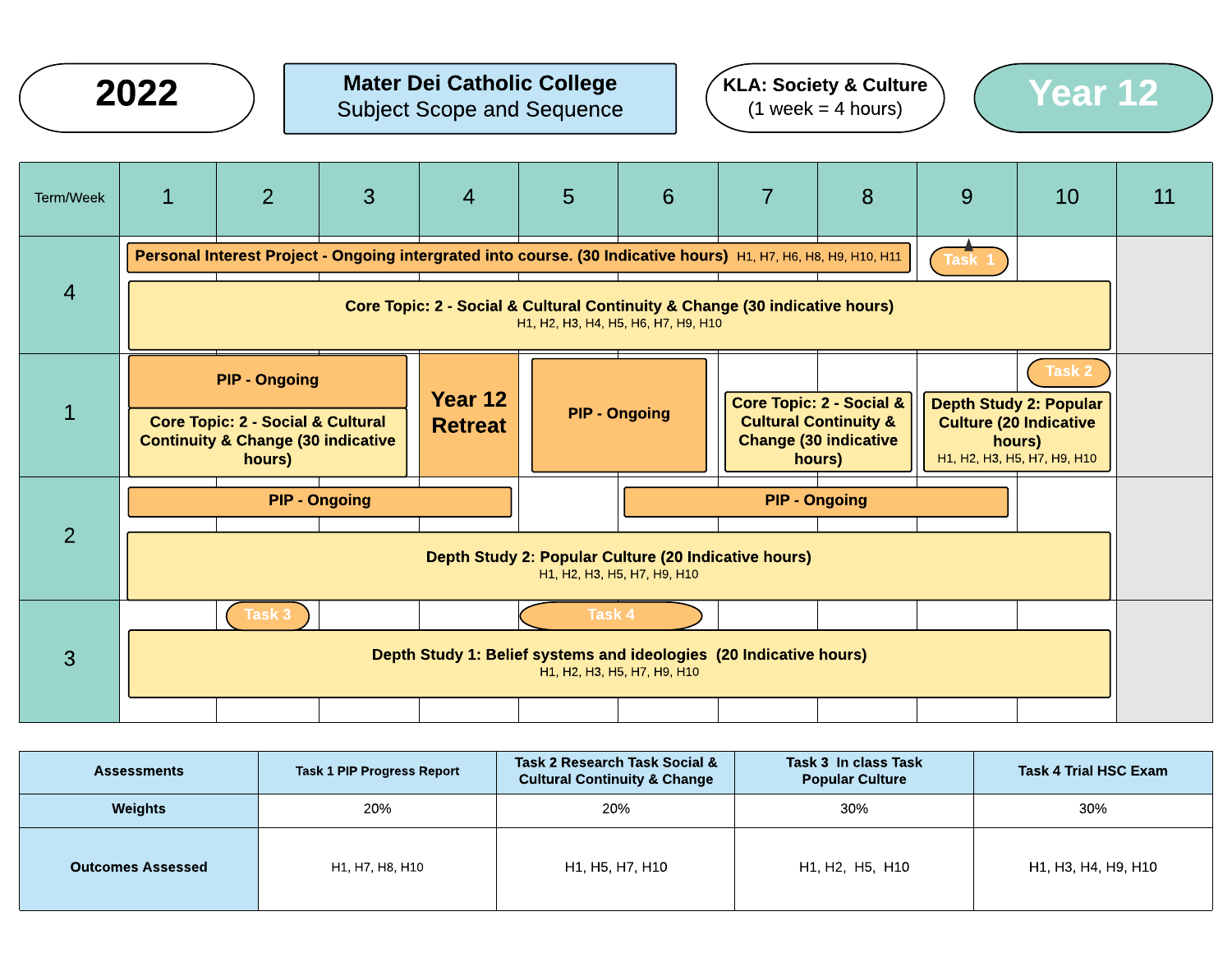**2022**

**Mater Dei Catholic College**
Subject Scope and Sequence

**KLA: Society & Culture**
(1 week = 4 hours)

**Year 12**

| Term/Week | 1 | 2 | 3 | 4 | 5 | 6 | 7 | 8 | 9 | 10 | 11 |
|---|---|---|---|---|---|---|---|---|---|---|---|
| 4 | **Personal Interest Project - Ongoing intergrated into course. (30 Indicative hours)** H1, H7, H6, H8, H9, H10, H11 | | | | | | | | Task 1 | | |
| | **Core Topic: 2 - Social & Cultural Continuity & Change (30 indicative hours)** H1, H2, H3, H4, H5, H6, H7, H9, H10 | | | | | | | | | | |
| 1 | **PIP - Ongoing** / **Core Topic: 2 - Social & Cultural Continuity & Change (30 indicative hours)** | | | **Year 12 Retreat** | **PIP - Ongoing** | | **Core Topic: 2 - Social & Cultural Continuity & Change (30 indicative hours)** | | **Depth Study 2: Popular Culture (20 Indicative hours)** H1, H2, H3, H5, H7, H9, H10 | Task 2 | |
| 2 | **PIP - Ongoing** | | | | | **PIP - Ongoing** | | | | | |
| | **Depth Study 2: Popular Culture (20 Indicative hours)** H1, H2, H3, H5, H7, H9, H10 | | | | | | | | | | |
| 3 | | Task 3 | | | Task 4 | | | | | | |
| | **Depth Study 1: Belief systems and ideologies (20 Indicative hours)** H1, H2, H3, H5, H7, H9, H10 | | | | | | | | | | |

| Assessments | Task 1 PIP Progress Report | Task 2 Research Task Social & Cultural Continuity & Change | Task 3 In class Task Popular Culture | Task 4 Trial HSC Exam |
|---|---|---|---|---|
| Weights | 20% | 20% | 30% | 30% |
| Outcomes Assessed | H1, H7, H8, H10 | H1, H5, H7, H10 | H1, H2, H5, H10 | H1, H3, H4, H9, H10 |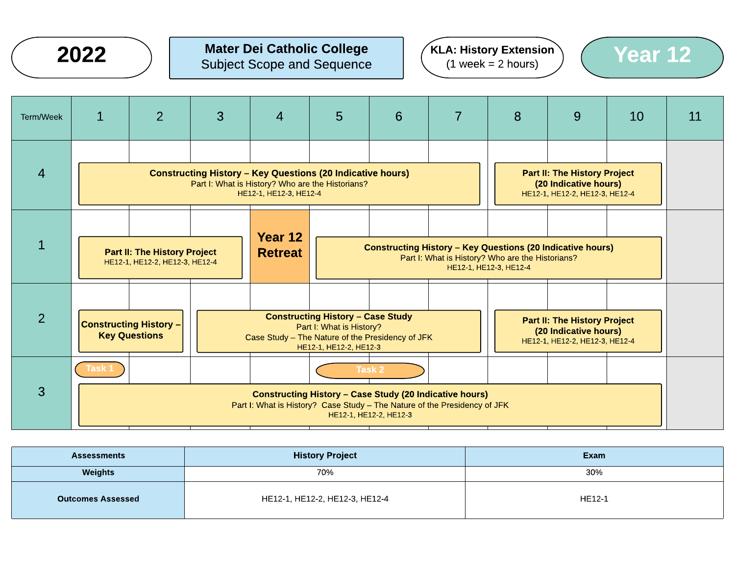**2022**

**Mater Dei Catholic College**
Subject Scope and Sequence

**KLA: History Extension**
(1 week = 2 hours)

**Year 12**

| Term/Week | 1 | 2 | 3 | 4 | 5 | 6 | 7 | 8 | 9 | 10 | 11 |
|---|---|---|---|---|---|---|---|---|---|---|---|
| 4 | **Constructing History – Key Questions (20 Indicative hours)** Part I: What is History? Who are the Historians? HE12-1, HE12-3, HE12-4 | | | | | | | **Part II: The History Project (20 Indicative hours)** HE12-1, HE12-2, HE12-3, HE12-4 | | | |
| 1 | **Part II: The History Project** HE12-1, HE12-2, HE12-3, HE12-4 | | | **Year 12 Retreat** | **Constructing History – Key Questions (20 Indicative hours)** Part I: What is History? Who are the Historians? HE12-1, HE12-3, HE12-4 | | | | | | |
| 2 | **Constructing History – Key Questions** | | **Constructing History – Case Study** Part I: What is History? Case Study – The Nature of the Presidency of JFK HE12-1, HE12-2, HE12-3 | | | | | **Part II: The History Project (20 Indicative hours)** HE12-1, HE12-2, HE12-3, HE12-4 | | | |
| 3 | Task 1 | | | | Task 2 | | | | | | |
| | **Constructing History – Case Study (20 Indicative hours)** Part I: What is History? Case Study – The Nature of the Presidency of JFK HE12-1, HE12-2, HE12-3 | | | | | | | | | | |

| Assessments | History Project | Exam |
|---|---|---|
| Weights | 70% | 30% |
| Outcomes Assessed | HE12-1, HE12-2, HE12-3, HE12-4 | HE12-1 |